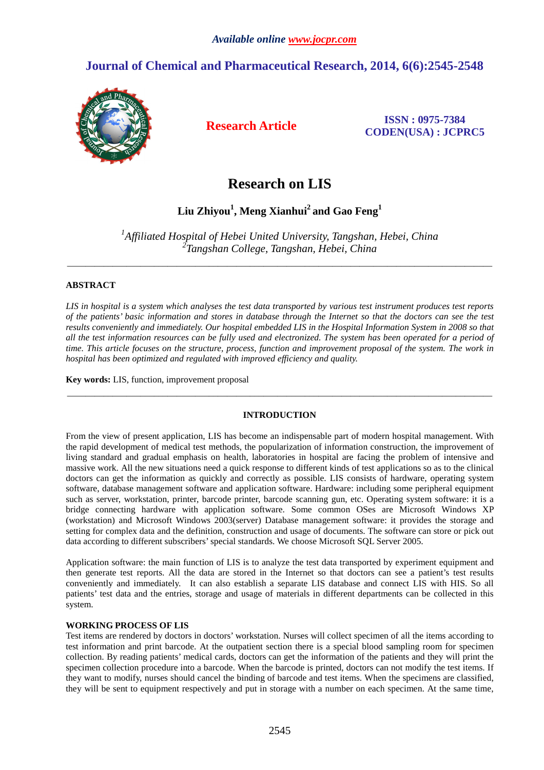*Available online www.jocpr.com*

**Journal of Chemical and Pharmaceutical Research, 2014, 6(6):2545-2548**

**Research Article**

**ISSN : 0975-7384**
**CODEN(USA) : JCPRC5**

# Research on LIS

**Liu Zhiyou[1], Meng Xianhui[2] and Gao Feng[1]**

*[1]Affiliated Hospital of Hebei United University, Tangshan, Hebei, China*
*[2]Tangshan College, Tangshan, Hebei, China*

---

## ABSTRACT

*LIS in hospital is a system which analyses the test data transported by various test instrument produces test reports of the patients' basic information and stores in database through the Internet so that the doctors can see the test results conveniently and immediately. Our hospital embedded LIS in the Hospital Information System in 2008 so that all the test information resources can be fully used and electronized. The system has been operated for a period of time. This article focuses on the structure, process, function and improvement proposal of the system. The work in hospital has been optimized and regulated with improved efficiency and quality.*

**Key words:** LIS, function, improvement proposal

---

## INTRODUCTION

From the view of present application, LIS has become an indispensable part of modern hospital management. With the rapid development of medical test methods, the popularization of information construction, the improvement of living standard and gradual emphasis on health, laboratories in hospital are facing the problem of intensive and massive work. All the new situations need a quick response to different kinds of test applications so as to the clinical doctors can get the information as quickly and correctly as possible. LIS consists of hardware, operating system software, database management software and application software. Hardware: including some peripheral equipment such as server, workstation, printer, barcode printer, barcode scanning gun, etc. Operating system software: it is a bridge connecting hardware with application software. Some common OSes are Microsoft Windows XP (workstation) and Microsoft Windows 2003(server) Database management software: it provides the storage and setting for complex data and the definition, construction and usage of documents. The software can store or pick out data according to different subscribers' special standards. We choose Microsoft SQL Server 2005.

Application software: the main function of LIS is to analyze the test data transported by experiment equipment and then generate test reports. All the data are stored in the Internet so that doctors can see a patient's test results conveniently and immediately. It can also establish a separate LIS database and connect LIS with HIS. So all patients' test data and the entries, storage and usage of materials in different departments can be collected in this system.

## WORKING PROCESS OF LIS

Test items are rendered by doctors in doctors' workstation. Nurses will collect specimen of all the items according to test information and print barcode. At the outpatient section there is a special blood sampling room for specimen collection. By reading patients' medical cards, doctors can get the information of the patients and they will print the specimen collection procedure into a barcode. When the barcode is printed, doctors can not modify the test items. If they want to modify, nurses should cancel the binding of barcode and test items. When the specimens are classified, they will be sent to equipment respectively and put in storage with a number on each specimen. At the same time,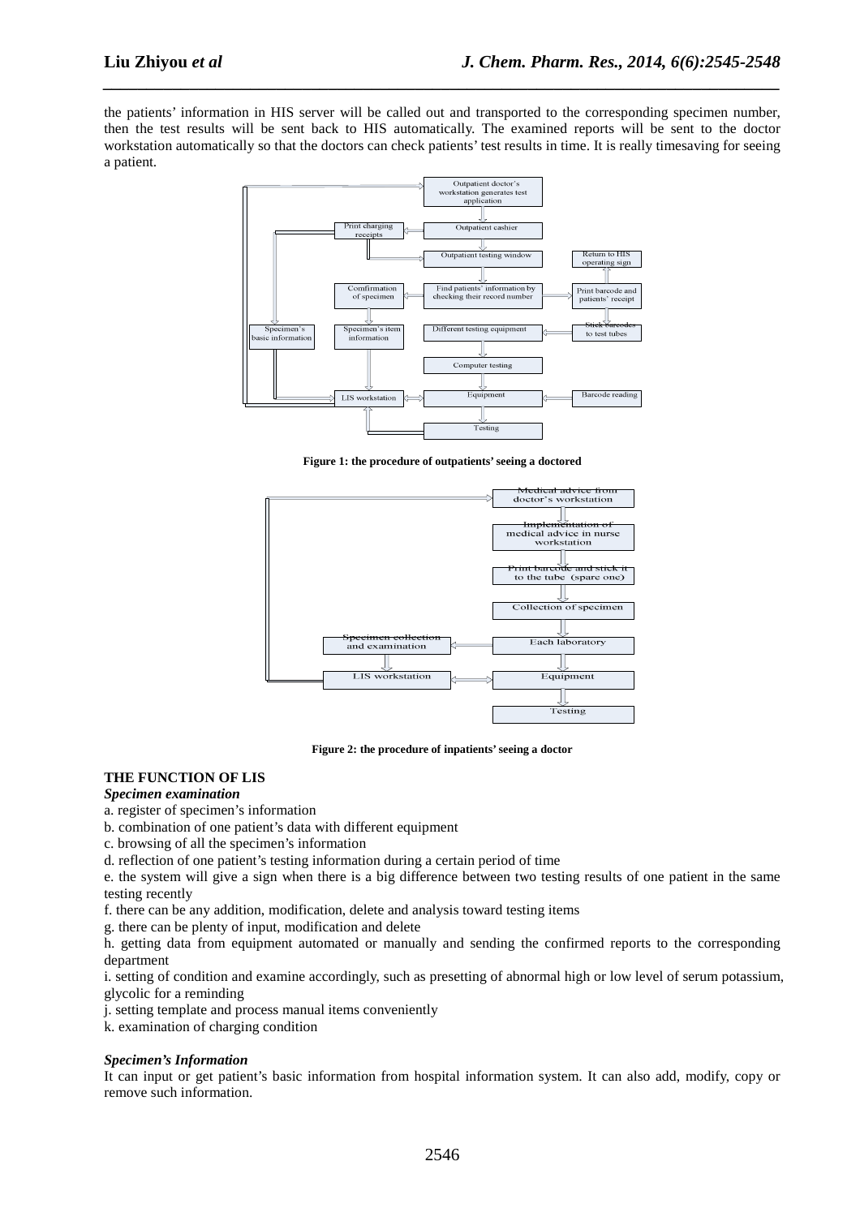the patients' information in HIS server will be called out and transported to the corresponding specimen number, then the test results will be sent back to HIS automatically. The examined reports will be sent to the doctor workstation automatically so that the doctors can check patients' test results in time. It is really timesaving for seeing a patient.

**Figure 1: the procedure of outpatients' seeing a doctored**

**Figure 2: the procedure of inpatients' seeing a doctor**

## THE FUNCTION OF LIS

### *Specimen examination*

a. register of specimen's information

b. combination of one patient's data with different equipment

c. browsing of all the specimen's information

d. reflection of one patient's testing information during a certain period of time

e. the system will give a sign when there is a big difference between two testing results of one patient in the same testing recently

f. there can be any addition, modification, delete and analysis toward testing items

g. there can be plenty of input, modification and delete

h. getting data from equipment automated or manually and sending the confirmed reports to the corresponding department

i. setting of condition and examine accordingly, such as presetting of abnormal high or low level of serum potassium, glycolic for a reminding

j. setting template and process manual items conveniently

k. examination of charging condition

### *Specimen's Information*

It can input or get patient's basic information from hospital information system. It can also add, modify, copy or remove such information.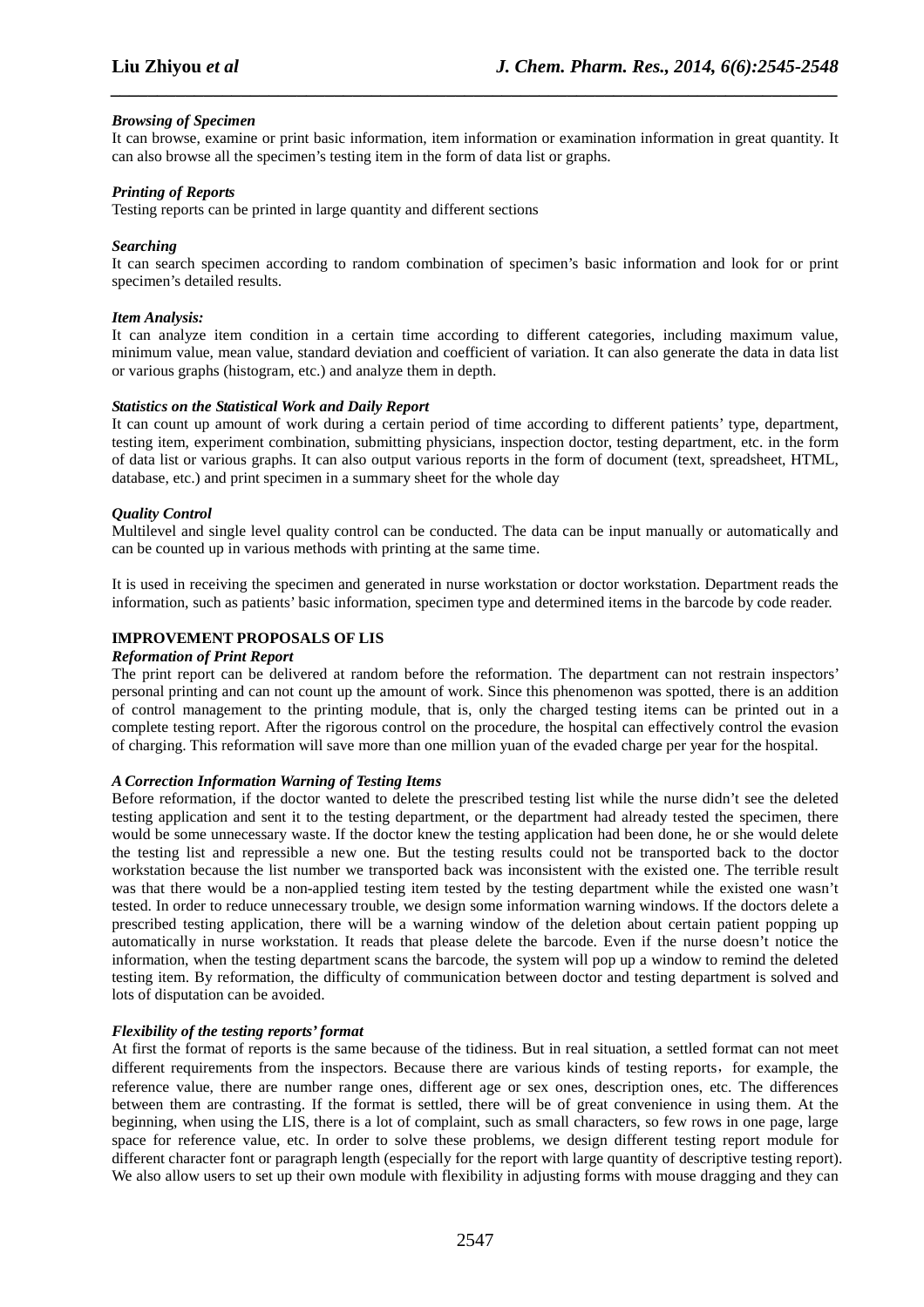*Browsing of Specimen*
It can browse, examine or print basic information, item information or examination information in great quantity. It can also browse all the specimen's testing item in the form of data list or graphs.

*Printing of Reports*
Testing reports can be printed in large quantity and different sections

*Searching*
It can search specimen according to random combination of specimen's basic information and look for or print specimen's detailed results.

*Item Analysis:*
It can analyze item condition in a certain time according to different categories, including maximum value, minimum value, mean value, standard deviation and coefficient of variation. It can also generate the data in data list or various graphs (histogram, etc.) and analyze them in depth.

*Statistics on the Statistical Work and Daily Report*
It can count up amount of work during a certain period of time according to different patients' type, department, testing item, experiment combination, submitting physicians, inspection doctor, testing department, etc. in the form of data list or various graphs. It can also output various reports in the form of document (text, spreadsheet, HTML, database, etc.) and print specimen in a summary sheet for the whole day

*Quality Control*
Multilevel and single level quality control can be conducted. The data can be input manually or automatically and can be counted up in various methods with printing at the same time.

It is used in receiving the specimen and generated in nurse workstation or doctor workstation. Department reads the information, such as patients' basic information, specimen type and determined items in the barcode by code reader.

**IMPROVEMENT PROPOSALS OF LIS**

*Reformation of Print Report*
The print report can be delivered at random before the reformation. The department can not restrain inspectors' personal printing and can not count up the amount of work. Since this phenomenon was spotted, there is an addition of control management to the printing module, that is, only the charged testing items can be printed out in a complete testing report. After the rigorous control on the procedure, the hospital can effectively control the evasion of charging. This reformation will save more than one million yuan of the evaded charge per year for the hospital.

*A Correction Information Warning of Testing Items*
Before reformation, if the doctor wanted to delete the prescribed testing list while the nurse didn't see the deleted testing application and sent it to the testing department, or the department had already tested the specimen, there would be some unnecessary waste. If the doctor knew the testing application had been done, he or she would delete the testing list and repressible a new one. But the testing results could not be transported back to the doctor workstation because the list number we transported back was inconsistent with the existed one. The terrible result was that there would be a non-applied testing item tested by the testing department while the existed one wasn't tested. In order to reduce unnecessary trouble, we design some information warning windows. If the doctors delete a prescribed testing application, there will be a warning window of the deletion about certain patient popping up automatically in nurse workstation. It reads that please delete the barcode. Even if the nurse doesn't notice the information, when the testing department scans the barcode, the system will pop up a window to remind the deleted testing item. By reformation, the difficulty of communication between doctor and testing department is solved and lots of disputation can be avoided.

*Flexibility of the testing reports' format*
At first the format of reports is the same because of the tidiness. But in real situation, a settled format can not meet different requirements from the inspectors. Because there are various kinds of testing reports，for example, the reference value, there are number range ones, different age or sex ones, description ones, etc. The differences between them are contrasting. If the format is settled, there will be of great convenience in using them. At the beginning, when using the LIS, there is a lot of complaint, such as small characters, so few rows in one page, large space for reference value, etc. In order to solve these problems, we design different testing report module for different character font or paragraph length (especially for the report with large quantity of descriptive testing report). We also allow users to set up their own module with flexibility in adjusting forms with mouse dragging and they can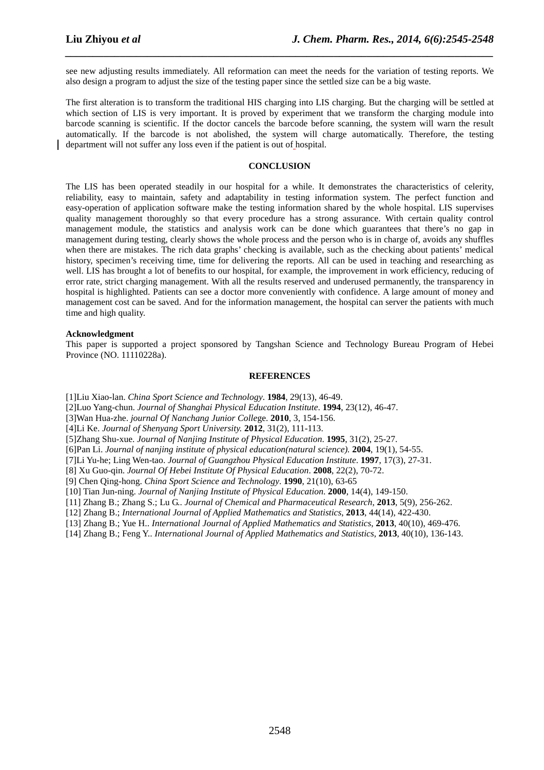see new adjusting results immediately. All reformation can meet the needs for the variation of testing reports. We also design a program to adjust the size of the testing paper since the settled size can be a big waste.

The first alteration is to transform the traditional HIS charging into LIS charging. But the charging will be settled at which section of LIS is very important. It is proved by experiment that we transform the charging module into barcode scanning is scientific. If the doctor cancels the barcode before scanning, the system will warn the result automatically. If the barcode is not abolished, the system will charge automatically. Therefore, the testing department will not suffer any loss even if the patient is out of hospital.

## CONCLUSION

The LIS has been operated steadily in our hospital for a while. It demonstrates the characteristics of celerity, reliability, easy to maintain, safety and adaptability in testing information system. The perfect function and easy-operation of application software make the testing information shared by the whole hospital. LIS supervises quality management thoroughly so that every procedure has a strong assurance. With certain quality control management module, the statistics and analysis work can be done which guarantees that there's no gap in management during testing, clearly shows the whole process and the person who is in charge of, avoids any shuffles when there are mistakes. The rich data graphs' checking is available, such as the checking about patients' medical history, specimen's receiving time, time for delivering the reports. All can be used in teaching and researching as well. LIS has brought a lot of benefits to our hospital, for example, the improvement in work efficiency, reducing of error rate, strict charging management. With all the results reserved and underused permanently, the transparency in hospital is highlighted. Patients can see a doctor more conveniently with confidence. A large amount of money and management cost can be saved. And for the information management, the hospital can server the patients with much time and high quality.

**Acknowledgment**

This paper is supported a project sponsored by Tangshan Science and Technology Bureau Program of Hebei Province (NO. 11110228a).

## REFERENCES

[1]Liu Xiao-lan. *China Sport Science and Technology*. **1984**, 29(13), 46-49.

[2]Luo Yang-chun. *Journal of Shanghai Physical Education Institute*. **1994**, 23(12), 46-47.

[3]Wan Hua-zhe. *journal Of Nanchang Junior College*. **2010**, 3, 154-156.

[4]Li Ke. *Journal of Shenyang Sport University.* **2012**, 31(2), 111-113.

[5]Zhang Shu-xue. *Journal of Nanjing Institute of Physical Education*. **1995**, 31(2), 25-27.

[6]Pan Li. *Journal of nanjing institute of physical education(natural science).* **2004**, 19(1), 54-55.

[7]Li Yu-he; Ling Wen-tao. *Journal of Guangzhou Physical Education Institute*. **1997**, 17(3), 27-31.

[8] Xu Guo-qin. *Journal Of Hebei Institute Of Physical Education*. **2008**, 22(2), 70-72.

[9] Chen Qing-hong. *China Sport Science and Technology*. **1990**, 21(10), 63-65

[10] Tian Jun-ning. *Journal of Nanjing Institute of Physical Education*. **2000**, 14(4), 149-150.

[11] Zhang B.; Zhang S.; Lu G.. *Journal of Chemical and Pharmaceutical Research*, **2013**, 5(9), 256-262.

[12] Zhang B.; *International Journal of Applied Mathematics and Statistics*, **2013**, 44(14), 422-430.

[13] Zhang B.; Yue H.. *International Journal of Applied Mathematics and Statistics*, **2013**, 40(10), 469-476.

[14] Zhang B.; Feng Y.. *International Journal of Applied Mathematics and Statistics*, **2013**, 40(10), 136-143.